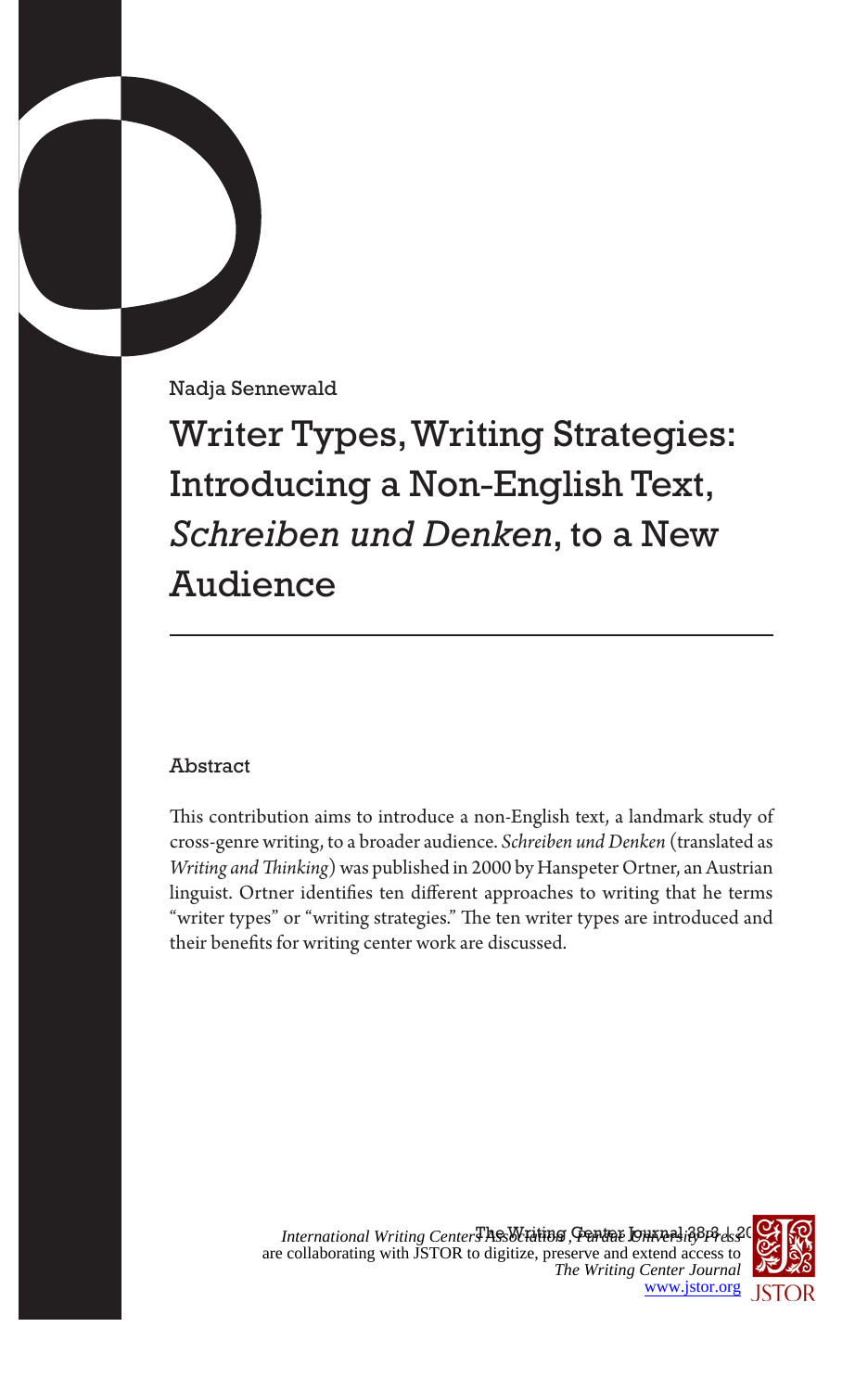Nadja Sennewald

# Writer Types, Writing Strategies: Introducing a Non-English Text, *Schreiben und Denken*, to a New Audience

## Abstract

This contribution aims to introduce a non-English text, a landmark study of cross-genre writing, to a broader audience. *Schreiben und Denken* (translated as *Writing and Thinking*) was published in 2000 by Hanspeter Ortner, an Austrian linguist. Ortner identifies ten different approaches to writing that he terms "writer types" or "writing strategies." The ten writer types are introduced and their benefits for writing center work are discussed.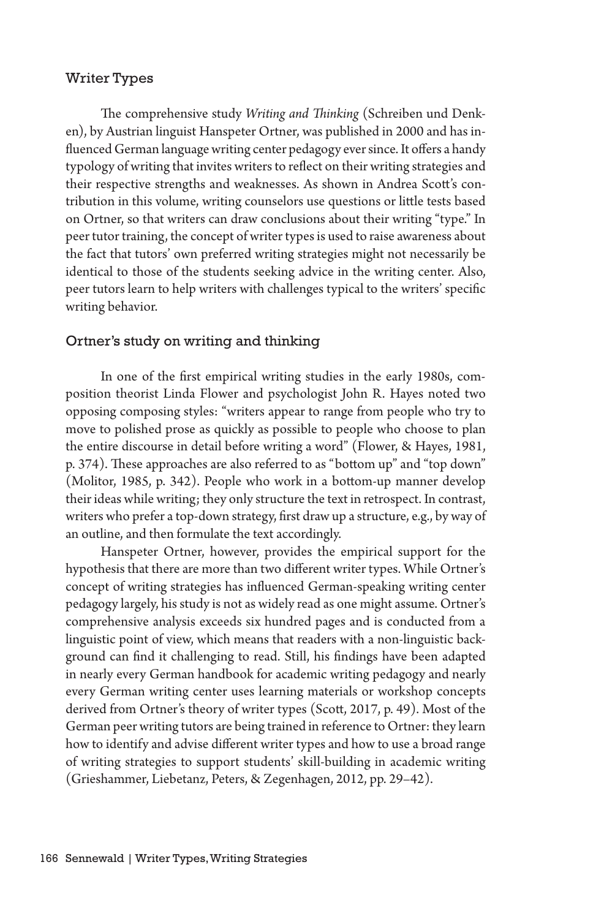## Writer Types

The comprehensive study *Writing and Thinking* (Schreiben und Denken), by Austrian linguist Hanspeter Ortner, was published in 2000 and has influenced German language writing center pedagogy ever since. It offers a handy typology of writing that invites writers to reflect on their writing strategies and their respective strengths and weaknesses. As shown in Andrea Scott's contribution in this volume, writing counselors use questions or little tests based on Ortner, so that writers can draw conclusions about their writing "type." In peer tutor training, the concept of writer types is used to raise awareness about the fact that tutors' own preferred writing strategies might not necessarily be identical to those of the students seeking advice in the writing center. Also, peer tutors learn to help writers with challenges typical to the writers' specific writing behavior.

### Ortner's study on writing and thinking

In one of the first empirical writing studies in the early 1980s, composition theorist Linda Flower and psychologist John R. Hayes noted two opposing composing styles: "writers appear to range from people who try to move to polished prose as quickly as possible to people who choose to plan the entire discourse in detail before writing a word" (Flower, & Hayes, 1981, p. 374). These approaches are also referred to as "bottom up" and "top down" (Molitor, 1985, p. 342). People who work in a bottom-up manner develop their ideas while writing; they only structure the text in retrospect. In contrast, writers who prefer a top-down strategy, first draw up a structure, e.g., by way of an outline, and then formulate the text accordingly.

Hanspeter Ortner, however, provides the empirical support for the hypothesis that there are more than two different writer types. While Ortner's concept of writing strategies has influenced German-speaking writing center pedagogy largely, his study is not as widely read as one might assume. Ortner's comprehensive analysis exceeds six hundred pages and is conducted from a linguistic point of view, which means that readers with a non-linguistic background can find it challenging to read. Still, his findings have been adapted in nearly every German handbook for academic writing pedagogy and nearly every German writing center uses learning materials or workshop concepts derived from Ortner's theory of writer types (Scott, 2017, p. 49). Most of the German peer writing tutors are being trained in reference to Ortner: they learn how to identify and advise different writer types and how to use a broad range of writing strategies to support students' skill-building in academic writing (Grieshammer, Liebetanz, Peters, & Zegenhagen, 2012, pp. 29–42).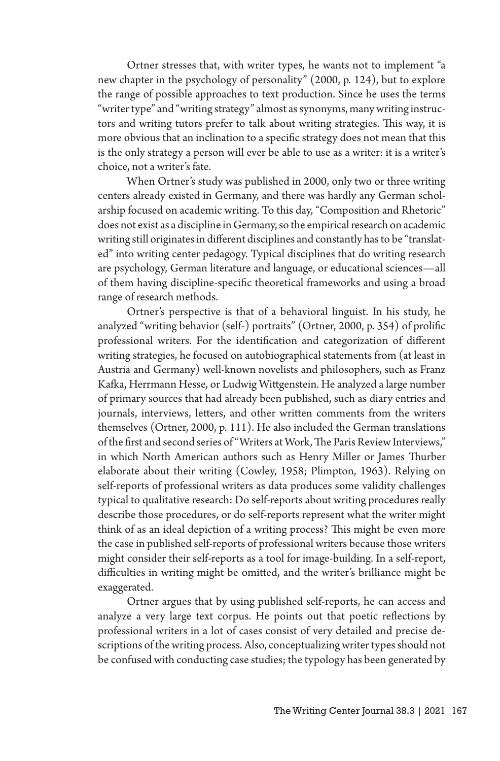Ortner stresses that, with writer types, he wants not to implement "a new chapter in the psychology of personality" (2000, p. 124), but to explore the range of possible approaches to text production. Since he uses the terms "writer type" and "writing strategy" almost as synonyms, many writing instructors and writing tutors prefer to talk about writing strategies. This way, it is more obvious that an inclination to a specific strategy does not mean that this is the only strategy a person will ever be able to use as a writer: it is a writer's choice, not a writer's fate.

When Ortner's study was published in 2000, only two or three writing centers already existed in Germany, and there was hardly any German scholarship focused on academic writing. To this day, "Composition and Rhetoric" does not exist as a discipline in Germany, so the empirical research on academic writing still originates in different disciplines and constantly has to be "translated" into writing center pedagogy. Typical disciplines that do writing research are psychology, German literature and language, or educational sciences—all of them having discipline-specific theoretical frameworks and using a broad range of research methods.

Ortner's perspective is that of a behavioral linguist. In his study, he analyzed "writing behavior (self-) portraits" (Ortner, 2000, p. 354) of prolific professional writers. For the identification and categorization of different writing strategies, he focused on autobiographical statements from (at least in Austria and Germany) well-known novelists and philosophers, such as Franz Kafka, Herrmann Hesse, or Ludwig Wittgenstein. He analyzed a large number of primary sources that had already been published, such as diary entries and journals, interviews, letters, and other written comments from the writers themselves (Ortner, 2000, p. 111). He also included the German translations of the first and second series of "Writers at Work, The Paris Review Interviews," in which North American authors such as Henry Miller or James Thurber elaborate about their writing (Cowley, 1958; Plimpton, 1963). Relying on self-reports of professional writers as data produces some validity challenges typical to qualitative research: Do self-reports about writing procedures really describe those procedures, or do self-reports represent what the writer might think of as an ideal depiction of a writing process? This might be even more the case in published self-reports of professional writers because those writers might consider their self-reports as a tool for image-building. In a self-report, difficulties in writing might be omitted, and the writer's brilliance might be exaggerated.

Ortner argues that by using published self-reports, he can access and analyze a very large text corpus. He points out that poetic reflections by professional writers in a lot of cases consist of very detailed and precise descriptions of the writing process. Also, conceptualizing writer types should not be confused with conducting case studies; the typology has been generated by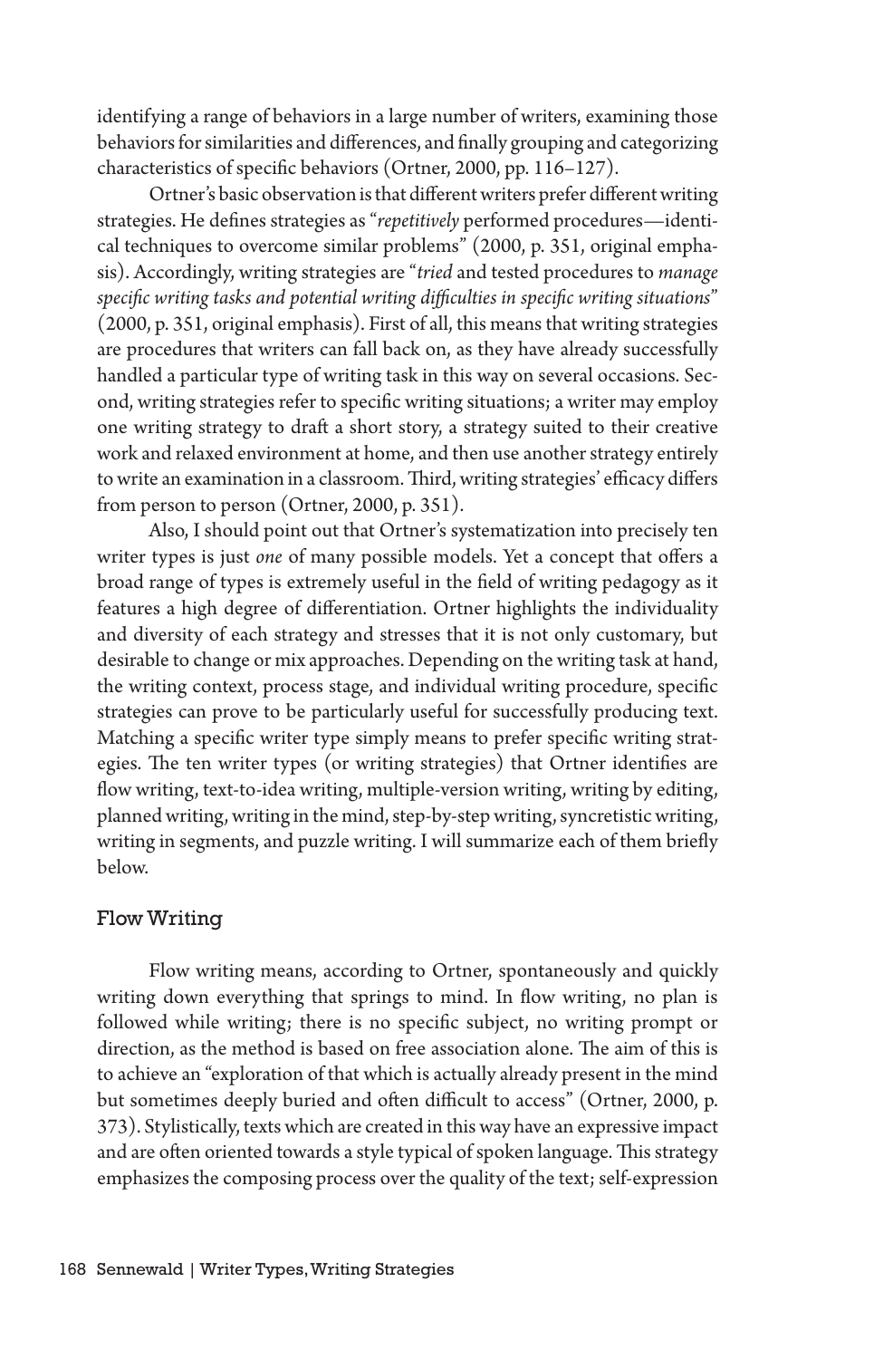identifying a range of behaviors in a large number of writers, examining those behaviors for similarities and differences, and finally grouping and categorizing characteristics of specific behaviors (Ortner, 2000, pp. 116–127).

Ortner's basic observation is that different writers prefer different writing strategies. He defines strategies as "*repetitively* performed procedures—identical techniques to overcome similar problems" (2000, p. 351, original emphasis). Accordingly, writing strategies are "*tried* and tested procedures to *manage specific writing tasks and potential writing difficulties in specific writing situations*" (2000, p. 351, original emphasis). First of all, this means that writing strategies are procedures that writers can fall back on, as they have already successfully handled a particular type of writing task in this way on several occasions. Second, writing strategies refer to specific writing situations; a writer may employ one writing strategy to draft a short story, a strategy suited to their creative work and relaxed environment at home, and then use another strategy entirely to write an examination in a classroom. Third, writing strategies' efficacy differs from person to person (Ortner, 2000, p. 351).

Also, I should point out that Ortner's systematization into precisely ten writer types is just *one* of many possible models. Yet a concept that offers a broad range of types is extremely useful in the field of writing pedagogy as it features a high degree of differentiation. Ortner highlights the individuality and diversity of each strategy and stresses that it is not only customary, but desirable to change or mix approaches. Depending on the writing task at hand, the writing context, process stage, and individual writing procedure, specific strategies can prove to be particularly useful for successfully producing text. Matching a specific writer type simply means to prefer specific writing strategies. The ten writer types (or writing strategies) that Ortner identifies are flow writing, text-to-idea writing, multiple-version writing, writing by editing, planned writing, writing in the mind, step-by-step writing, syncretistic writing, writing in segments, and puzzle writing. I will summarize each of them briefly below.

## Flow Writing

Flow writing means, according to Ortner, spontaneously and quickly writing down everything that springs to mind. In flow writing, no plan is followed while writing; there is no specific subject, no writing prompt or direction, as the method is based on free association alone. The aim of this is to achieve an "exploration of that which is actually already present in the mind but sometimes deeply buried and often difficult to access" (Ortner, 2000, p. 373). Stylistically, texts which are created in this way have an expressive impact and are often oriented towards a style typical of spoken language. This strategy emphasizes the composing process over the quality of the text; self-expression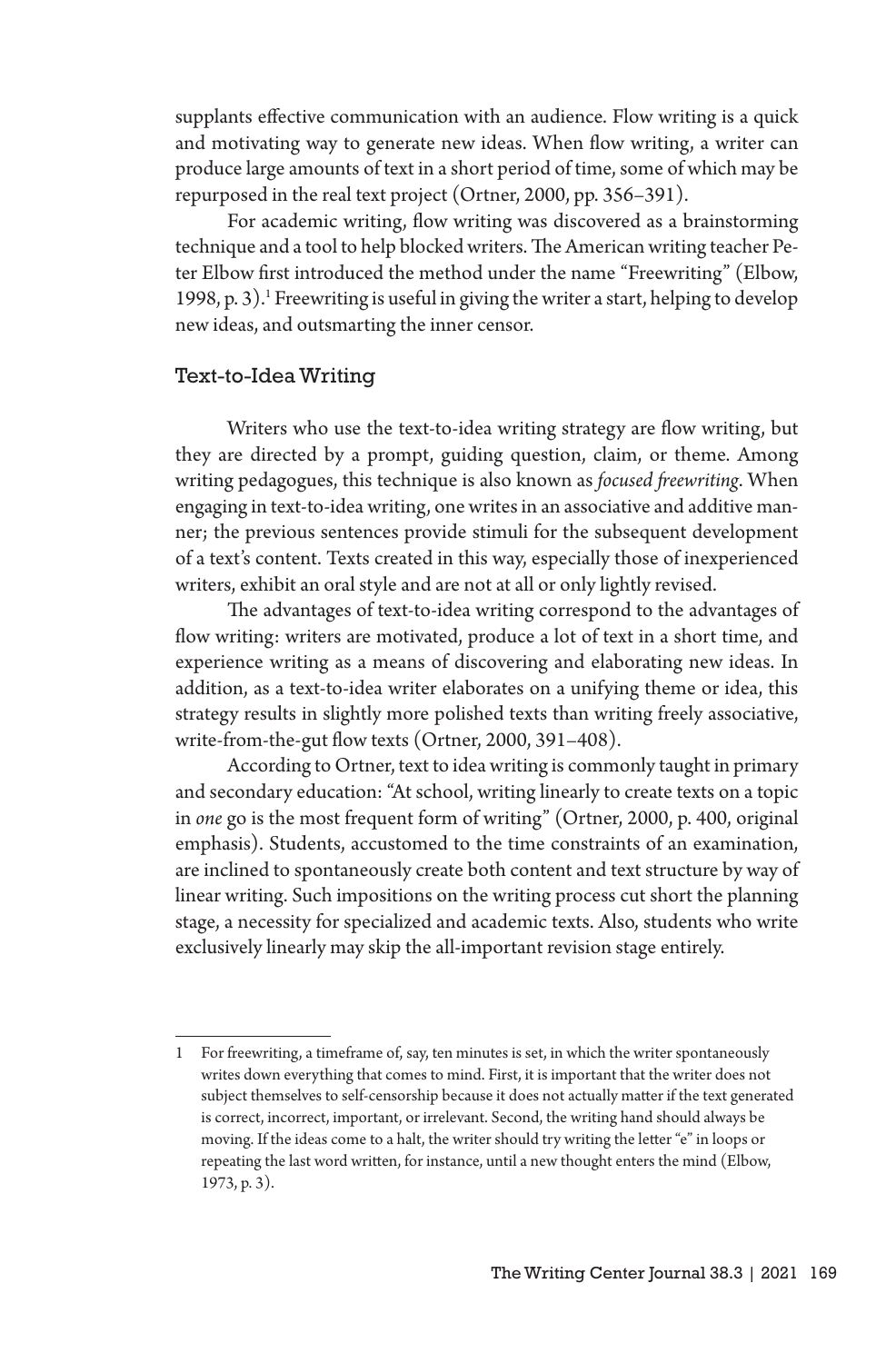supplants effective communication with an audience. Flow writing is a quick and motivating way to generate new ideas. When flow writing, a writer can produce large amounts of text in a short period of time, some of which may be repurposed in the real text project (Ortner, 2000, pp. 356–391).

For academic writing, flow writing was discovered as a brainstorming technique and a tool to help blocked writers. The American writing teacher Peter Elbow first introduced the method under the name "Freewriting" (Elbow, 1998, p. 3).[1] Freewriting is useful in giving the writer a start, helping to develop new ideas, and outsmarting the inner censor.

### Text-to-Idea Writing

Writers who use the text-to-idea writing strategy are flow writing, but they are directed by a prompt, guiding question, claim, or theme. Among writing pedagogues, this technique is also known as *focused freewriting*. When engaging in text-to-idea writing, one writes in an associative and additive manner; the previous sentences provide stimuli for the subsequent development of a text's content. Texts created in this way, especially those of inexperienced writers, exhibit an oral style and are not at all or only lightly revised.

The advantages of text-to-idea writing correspond to the advantages of flow writing: writers are motivated, produce a lot of text in a short time, and experience writing as a means of discovering and elaborating new ideas. In addition, as a text-to-idea writer elaborates on a unifying theme or idea, this strategy results in slightly more polished texts than writing freely associative, write-from-the-gut flow texts (Ortner, 2000, 391–408).

According to Ortner, text to idea writing is commonly taught in primary and secondary education: "At school, writing linearly to create texts on a topic in *one* go is the most frequent form of writing" (Ortner, 2000, p. 400, original emphasis). Students, accustomed to the time constraints of an examination, are inclined to spontaneously create both content and text structure by way of linear writing. Such impositions on the writing process cut short the planning stage, a necessity for specialized and academic texts. Also, students who write exclusively linearly may skip the all-important revision stage entirely.

---

1 For freewriting, a timeframe of, say, ten minutes is set, in which the writer spontaneously writes down everything that comes to mind. First, it is important that the writer does not subject themselves to self-censorship because it does not actually matter if the text generated is correct, incorrect, important, or irrelevant. Second, the writing hand should always be moving. If the ideas come to a halt, the writer should try writing the letter "e" in loops or repeating the last word written, for instance, until a new thought enters the mind (Elbow, 1973, p. 3).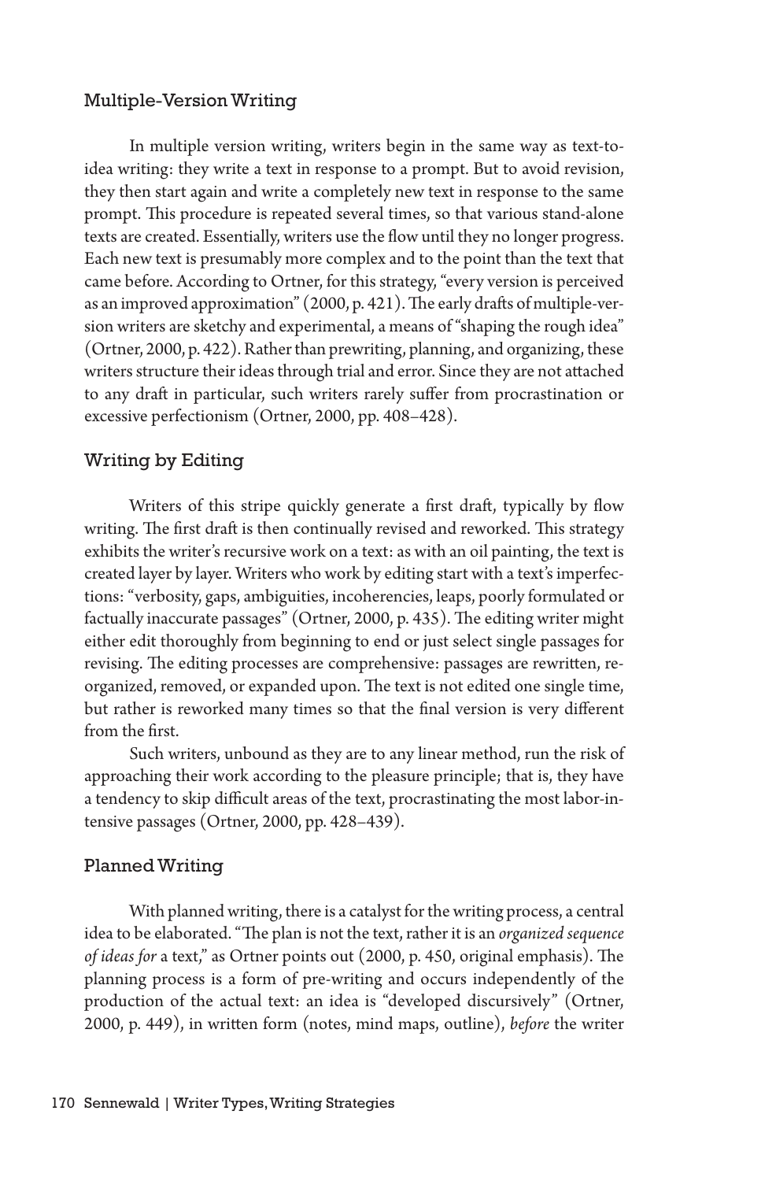### Multiple-Version Writing

In multiple version writing, writers begin in the same way as text-to-idea writing: they write a text in response to a prompt. But to avoid revision, they then start again and write a completely new text in response to the same prompt. This procedure is repeated several times, so that various stand-alone texts are created. Essentially, writers use the flow until they no longer progress. Each new text is presumably more complex and to the point than the text that came before. According to Ortner, for this strategy, "every version is perceived as an improved approximation" (2000, p. 421). The early drafts of multiple-version writers are sketchy and experimental, a means of "shaping the rough idea" (Ortner, 2000, p. 422). Rather than prewriting, planning, and organizing, these writers structure their ideas through trial and error. Since they are not attached to any draft in particular, such writers rarely suffer from procrastination or excessive perfectionism (Ortner, 2000, pp. 408–428).

### Writing by Editing

Writers of this stripe quickly generate a first draft, typically by flow writing. The first draft is then continually revised and reworked. This strategy exhibits the writer's recursive work on a text: as with an oil painting, the text is created layer by layer. Writers who work by editing start with a text's imperfections: "verbosity, gaps, ambiguities, incoherencies, leaps, poorly formulated or factually inaccurate passages" (Ortner, 2000, p. 435). The editing writer might either edit thoroughly from beginning to end or just select single passages for revising. The editing processes are comprehensive: passages are rewritten, reorganized, removed, or expanded upon. The text is not edited one single time, but rather is reworked many times so that the final version is very different from the first.

Such writers, unbound as they are to any linear method, run the risk of approaching their work according to the pleasure principle; that is, they have a tendency to skip difficult areas of the text, procrastinating the most labor-intensive passages (Ortner, 2000, pp. 428–439).

### Planned Writing

With planned writing, there is a catalyst for the writing process, a central idea to be elaborated. "The plan is not the text, rather it is an *organized sequence of ideas for* a text," as Ortner points out (2000, p. 450, original emphasis). The planning process is a form of pre-writing and occurs independently of the production of the actual text: an idea is "developed discursively" (Ortner, 2000, p. 449), in written form (notes, mind maps, outline), *before* the writer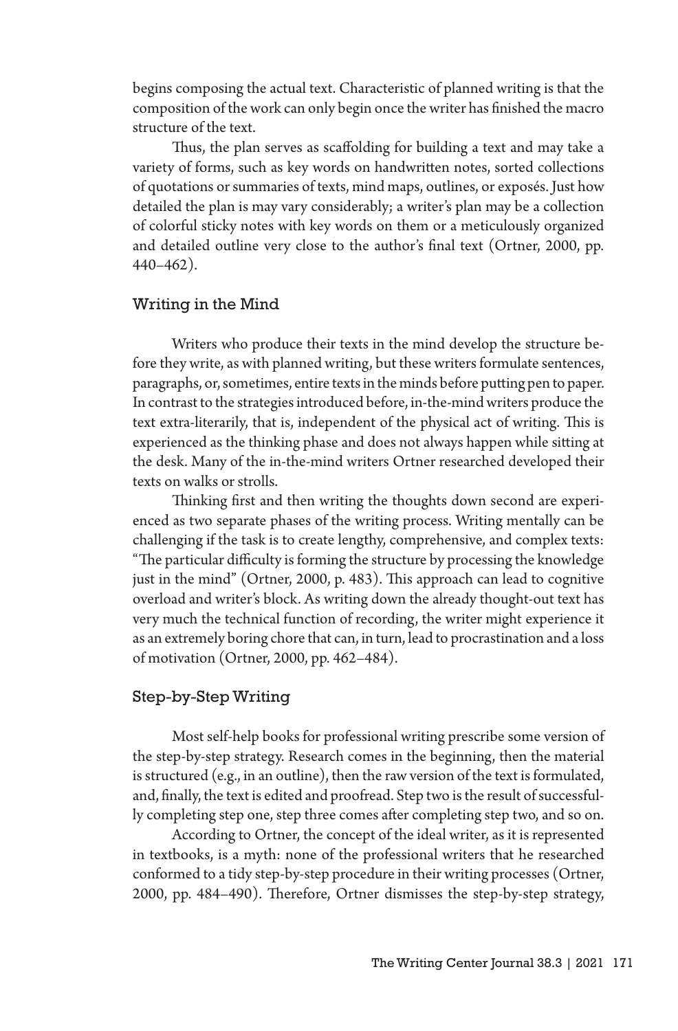begins composing the actual text. Characteristic of planned writing is that the composition of the work can only begin once the writer has finished the macro structure of the text.

Thus, the plan serves as scaffolding for building a text and may take a variety of forms, such as key words on handwritten notes, sorted collections of quotations or summaries of texts, mind maps, outlines, or exposés. Just how detailed the plan is may vary considerably; a writer's plan may be a collection of colorful sticky notes with key words on them or a meticulously organized and detailed outline very close to the author's final text (Ortner, 2000, pp. 440–462).

## Writing in the Mind

Writers who produce their texts in the mind develop the structure before they write, as with planned writing, but these writers formulate sentences, paragraphs, or, sometimes, entire texts in the minds before putting pen to paper. In contrast to the strategies introduced before, in-the-mind writers produce the text extra-literarily, that is, independent of the physical act of writing. This is experienced as the thinking phase and does not always happen while sitting at the desk. Many of the in-the-mind writers Ortner researched developed their texts on walks or strolls.

Thinking first and then writing the thoughts down second are experienced as two separate phases of the writing process. Writing mentally can be challenging if the task is to create lengthy, comprehensive, and complex texts: "The particular difficulty is forming the structure by processing the knowledge just in the mind" (Ortner, 2000, p. 483). This approach can lead to cognitive overload and writer's block. As writing down the already thought-out text has very much the technical function of recording, the writer might experience it as an extremely boring chore that can, in turn, lead to procrastination and a loss of motivation (Ortner, 2000, pp. 462–484).

## Step-by-Step Writing

Most self-help books for professional writing prescribe some version of the step-by-step strategy. Research comes in the beginning, then the material is structured (e.g., in an outline), then the raw version of the text is formulated, and, finally, the text is edited and proofread. Step two is the result of successfully completing step one, step three comes after completing step two, and so on.

According to Ortner, the concept of the ideal writer, as it is represented in textbooks, is a myth: none of the professional writers that he researched conformed to a tidy step-by-step procedure in their writing processes (Ortner, 2000, pp. 484–490). Therefore, Ortner dismisses the step-by-step strategy,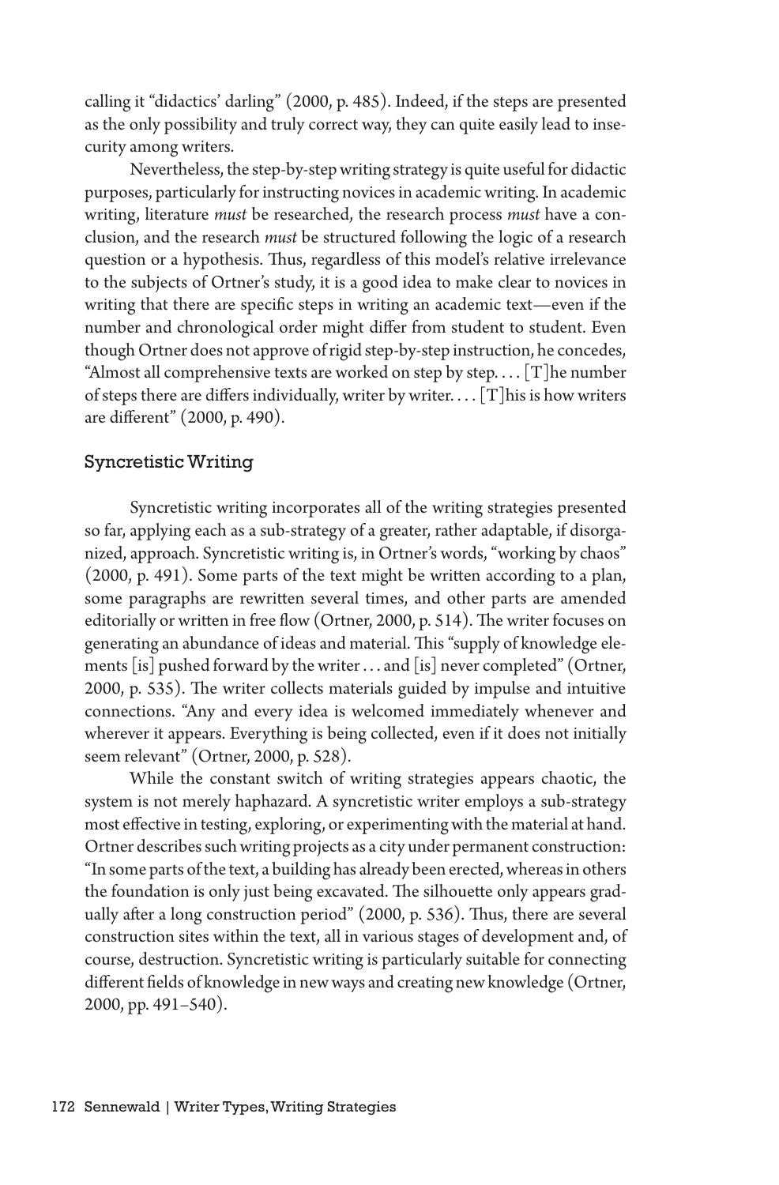calling it "didactics' darling" (2000, p. 485). Indeed, if the steps are presented as the only possibility and truly correct way, they can quite easily lead to insecurity among writers.

Nevertheless, the step-by-step writing strategy is quite useful for didactic purposes, particularly for instructing novices in academic writing. In academic writing, literature *must* be researched, the research process *must* have a conclusion, and the research *must* be structured following the logic of a research question or a hypothesis. Thus, regardless of this model's relative irrelevance to the subjects of Ortner's study, it is a good idea to make clear to novices in writing that there are specific steps in writing an academic text—even if the number and chronological order might differ from student to student. Even though Ortner does not approve of rigid step-by-step instruction, he concedes, "Almost all comprehensive texts are worked on step by step. . . . [T]he number of steps there are differs individually, writer by writer. . . . [T]his is how writers are different" (2000, p. 490).

## Syncretistic Writing

Syncretistic writing incorporates all of the writing strategies presented so far, applying each as a sub-strategy of a greater, rather adaptable, if disorganized, approach. Syncretistic writing is, in Ortner's words, "working by chaos" (2000, p. 491). Some parts of the text might be written according to a plan, some paragraphs are rewritten several times, and other parts are amended editorially or written in free flow (Ortner, 2000, p. 514). The writer focuses on generating an abundance of ideas and material. This "supply of knowledge elements [is] pushed forward by the writer . . . and [is] never completed" (Ortner, 2000, p. 535). The writer collects materials guided by impulse and intuitive connections. "Any and every idea is welcomed immediately whenever and wherever it appears. Everything is being collected, even if it does not initially seem relevant" (Ortner, 2000, p. 528).

While the constant switch of writing strategies appears chaotic, the system is not merely haphazard. A syncretistic writer employs a sub-strategy most effective in testing, exploring, or experimenting with the material at hand. Ortner describes such writing projects as a city under permanent construction: "In some parts of the text, a building has already been erected, whereas in others the foundation is only just being excavated. The silhouette only appears gradually after a long construction period" (2000, p. 536). Thus, there are several construction sites within the text, all in various stages of development and, of course, destruction. Syncretistic writing is particularly suitable for connecting different fields of knowledge in new ways and creating new knowledge (Ortner, 2000, pp. 491–540).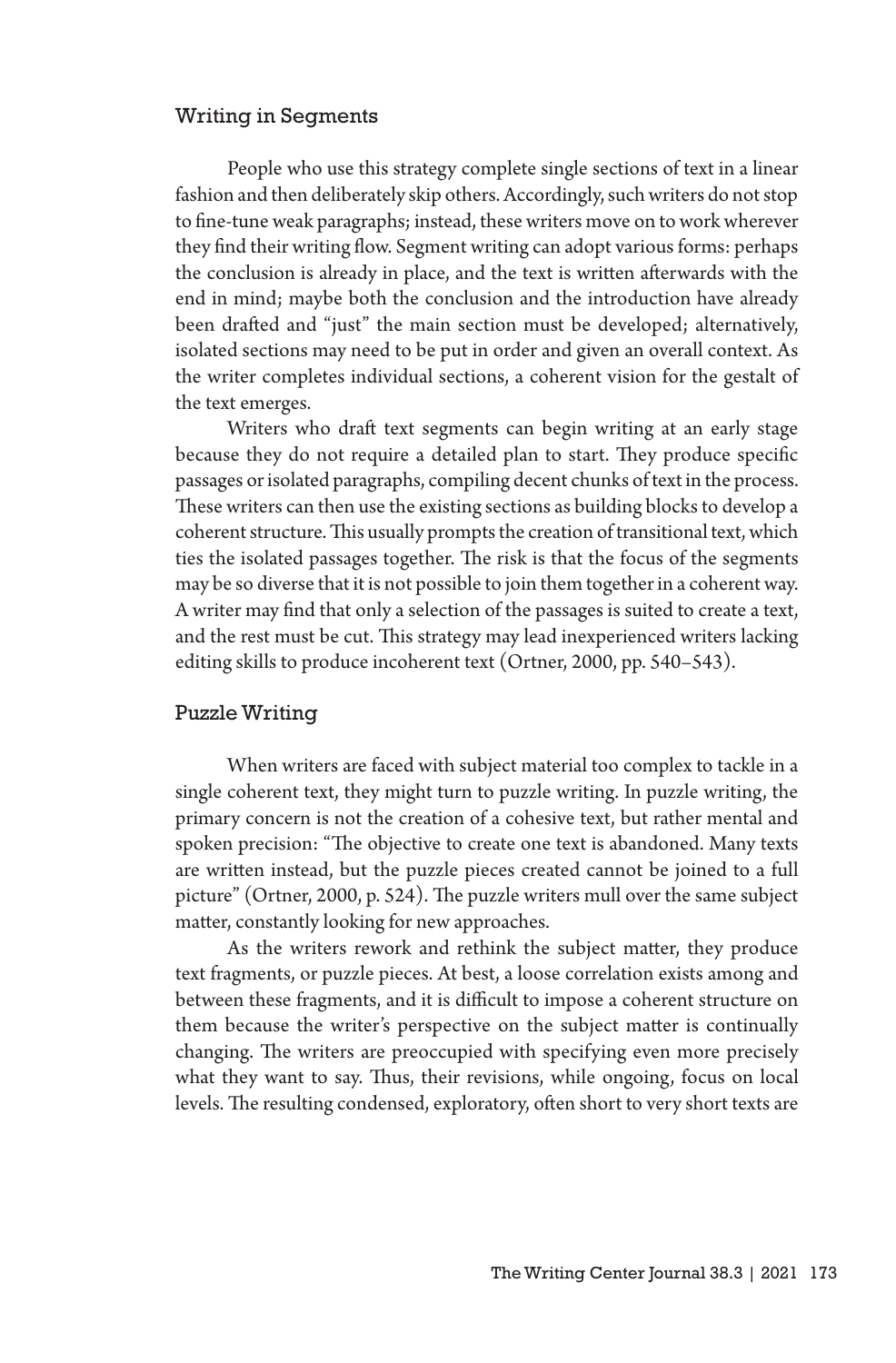### Writing in Segments

People who use this strategy complete single sections of text in a linear fashion and then deliberately skip others. Accordingly, such writers do not stop to fine-tune weak paragraphs; instead, these writers move on to work wherever they find their writing flow. Segment writing can adopt various forms: perhaps the conclusion is already in place, and the text is written afterwards with the end in mind; maybe both the conclusion and the introduction have already been drafted and "just" the main section must be developed; alternatively, isolated sections may need to be put in order and given an overall context. As the writer completes individual sections, a coherent vision for the gestalt of the text emerges.

Writers who draft text segments can begin writing at an early stage because they do not require a detailed plan to start. They produce specific passages or isolated paragraphs, compiling decent chunks of text in the process. These writers can then use the existing sections as building blocks to develop a coherent structure. This usually prompts the creation of transitional text, which ties the isolated passages together. The risk is that the focus of the segments may be so diverse that it is not possible to join them together in a coherent way. A writer may find that only a selection of the passages is suited to create a text, and the rest must be cut. This strategy may lead inexperienced writers lacking editing skills to produce incoherent text (Ortner, 2000, pp. 540–543).

### Puzzle Writing

When writers are faced with subject material too complex to tackle in a single coherent text, they might turn to puzzle writing. In puzzle writing, the primary concern is not the creation of a cohesive text, but rather mental and spoken precision: "The objective to create one text is abandoned. Many texts are written instead, but the puzzle pieces created cannot be joined to a full picture" (Ortner, 2000, p. 524). The puzzle writers mull over the same subject matter, constantly looking for new approaches.

As the writers rework and rethink the subject matter, they produce text fragments, or puzzle pieces. At best, a loose correlation exists among and between these fragments, and it is difficult to impose a coherent structure on them because the writer's perspective on the subject matter is continually changing. The writers are preoccupied with specifying even more precisely what they want to say. Thus, their revisions, while ongoing, focus on local levels. The resulting condensed, exploratory, often short to very short texts are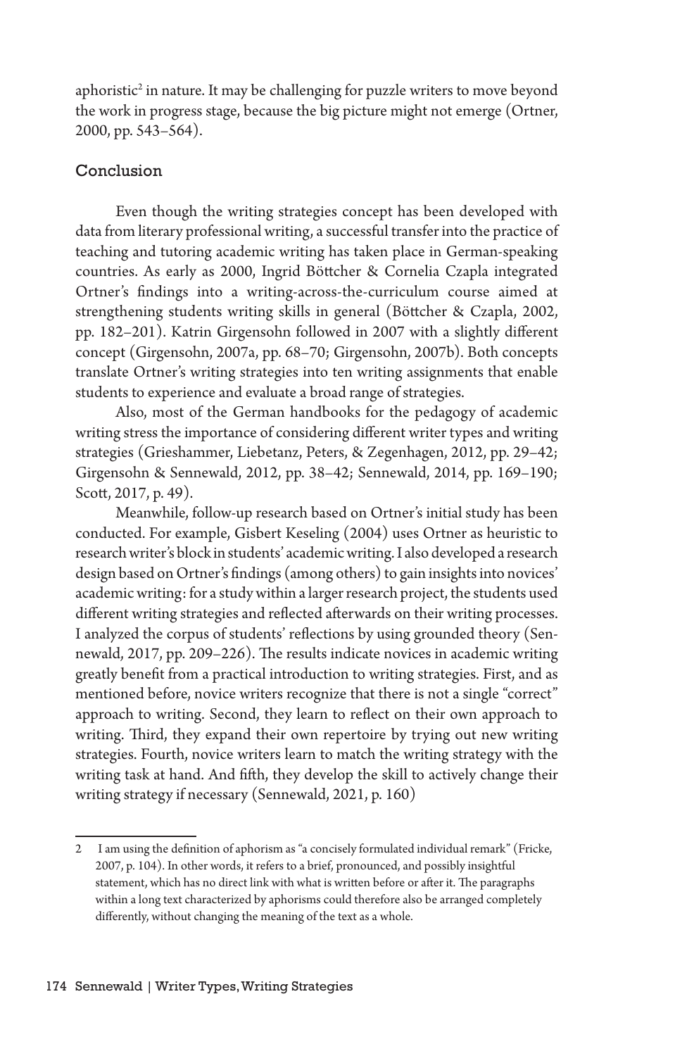aphoristic[2] in nature. It may be challenging for puzzle writers to move beyond the work in progress stage, because the big picture might not emerge (Ortner, 2000, pp. 543–564).

## Conclusion

Even though the writing strategies concept has been developed with data from literary professional writing, a successful transfer into the practice of teaching and tutoring academic writing has taken place in German-speaking countries. As early as 2000, Ingrid Böttcher & Cornelia Czapla integrated Ortner's findings into a writing-across-the-curriculum course aimed at strengthening students writing skills in general (Böttcher & Czapla, 2002, pp. 182–201). Katrin Girgensohn followed in 2007 with a slightly different concept (Girgensohn, 2007a, pp. 68–70; Girgensohn, 2007b). Both concepts translate Ortner's writing strategies into ten writing assignments that enable students to experience and evaluate a broad range of strategies.

Also, most of the German handbooks for the pedagogy of academic writing stress the importance of considering different writer types and writing strategies (Grieshammer, Liebetanz, Peters, & Zegenhagen, 2012, pp. 29–42; Girgensohn & Sennewald, 2012, pp. 38–42; Sennewald, 2014, pp. 169–190; Scott, 2017, p. 49).

Meanwhile, follow-up research based on Ortner's initial study has been conducted. For example, Gisbert Keseling (2004) uses Ortner as heuristic to research writer's block in students' academic writing. I also developed a research design based on Ortner's findings (among others) to gain insights into novices' academic writing: for a study within a larger research project, the students used different writing strategies and reflected afterwards on their writing processes. I analyzed the corpus of students' reflections by using grounded theory (Sennewald, 2017, pp. 209–226). The results indicate novices in academic writing greatly benefit from a practical introduction to writing strategies. First, and as mentioned before, novice writers recognize that there is not a single "correct" approach to writing. Second, they learn to reflect on their own approach to writing. Third, they expand their own repertoire by trying out new writing strategies. Fourth, novice writers learn to match the writing strategy with the writing task at hand. And fifth, they develop the skill to actively change their writing strategy if necessary (Sennewald, 2021, p. 160)

---

2 I am using the definition of aphorism as "a concisely formulated individual remark" (Fricke, 2007, p. 104). In other words, it refers to a brief, pronounced, and possibly insightful statement, which has no direct link with what is written before or after it. The paragraphs within a long text characterized by aphorisms could therefore also be arranged completely differently, without changing the meaning of the text as a whole.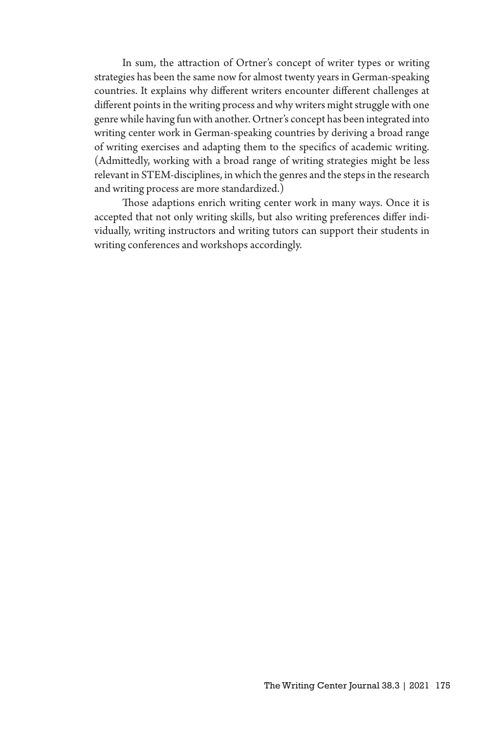In sum, the attraction of Ortner's concept of writer types or writing strategies has been the same now for almost twenty years in German-speaking countries. It explains why different writers encounter different challenges at different points in the writing process and why writers might struggle with one genre while having fun with another. Ortner's concept has been integrated into writing center work in German-speaking countries by deriving a broad range of writing exercises and adapting them to the specifics of academic writing. (Admittedly, working with a broad range of writing strategies might be less relevant in STEM-disciplines, in which the genres and the steps in the research and writing process are more standardized.)

Those adaptions enrich writing center work in many ways. Once it is accepted that not only writing skills, but also writing preferences differ individually, writing instructors and writing tutors can support their students in writing conferences and workshops accordingly.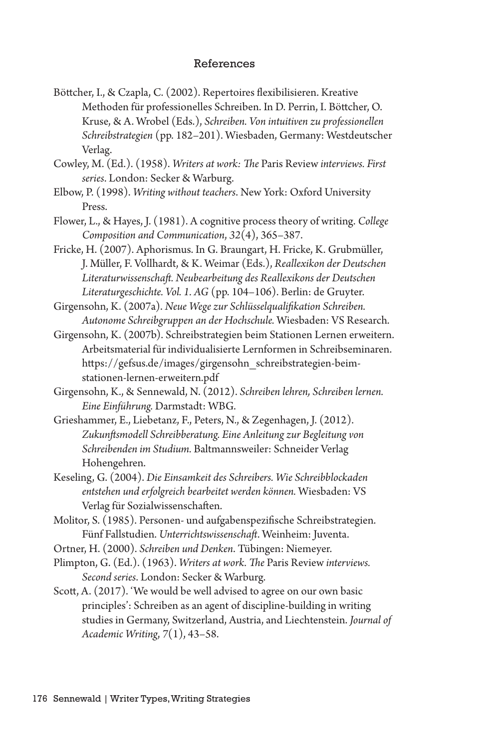## References

Böttcher, I., & Czapla, C. (2002). Repertoires flexibilisieren. Kreative Methoden für professionelles Schreiben. In D. Perrin, I. Böttcher, O. Kruse, & A. Wrobel (Eds.), *Schreiben. Von intuitiven zu professionellen Schreibstrategien* (pp. 182–201). Wiesbaden, Germany: Westdeutscher Verlag.

Cowley, M. (Ed.). (1958). *Writers at work: The* Paris Review *interviews. First series*. London: Secker & Warburg.

Elbow, P. (1998). *Writing without teachers*. New York: Oxford University Press.

Flower, L., & Hayes, J. (1981). A cognitive process theory of writing. *College Composition and Communication*, *32*(4), 365–387.

Fricke, H. (2007). Aphorismus. In G. Braungart, H. Fricke, K. Grubmüller, J. Müller, F. Vollhardt, & K. Weimar (Eds.), *Reallexikon der Deutschen Literaturwissenschaft. Neubearbeitung des Reallexikons der Deutschen Literaturgeschichte. Vol. 1. AG* (pp. 104–106). Berlin: de Gruyter.

Girgensohn, K. (2007a). *Neue Wege zur Schlüsselqualifikation Schreiben. Autonome Schreibgruppen an der Hochschule.* Wiesbaden: VS Research.

Girgensohn, K. (2007b). Schreibstrategien beim Stationen Lernen erweitern. Arbeitsmaterial für individualisierte Lernformen in Schreibseminaren. https://gefsus.de/images/girgensohn_schreibstrategien-beim-stationen-lernen-erweitern.pdf

Girgensohn, K., & Sennewald, N. (2012). *Schreiben lehren, Schreiben lernen. Eine Einführung.* Darmstadt: WBG.

Grieshammer, E., Liebetanz, F., Peters, N., & Zegenhagen, J. (2012). *Zukunftsmodell Schreibberatung. Eine Anleitung zur Begleitung von Schreibenden im Studium.* Baltmannsweiler: Schneider Verlag Hohengehren.

Keseling, G. (2004). *Die Einsamkeit des Schreibers. Wie Schreibblockaden entstehen und erfolgreich bearbeitet werden können.* Wiesbaden: VS Verlag für Sozialwissenschaften.

Molitor, S. (1985). Personen- und aufgabenspezifische Schreibstrategien. Fünf Fallstudien. *Unterrichtswissenschaft*. Weinheim: Juventa.

Ortner, H. (2000). *Schreiben und Denken*. Tübingen: Niemeyer.

Plimpton, G. (Ed.). (1963). *Writers at work. The* Paris Review *interviews. Second series*. London: Secker & Warburg.

Scott, A. (2017). 'We would be well advised to agree on our own basic principles': Schreiben as an agent of discipline-building in writing studies in Germany, Switzerland, Austria, and Liechtenstein. *Journal of Academic Writing*, *7*(1), 43–58.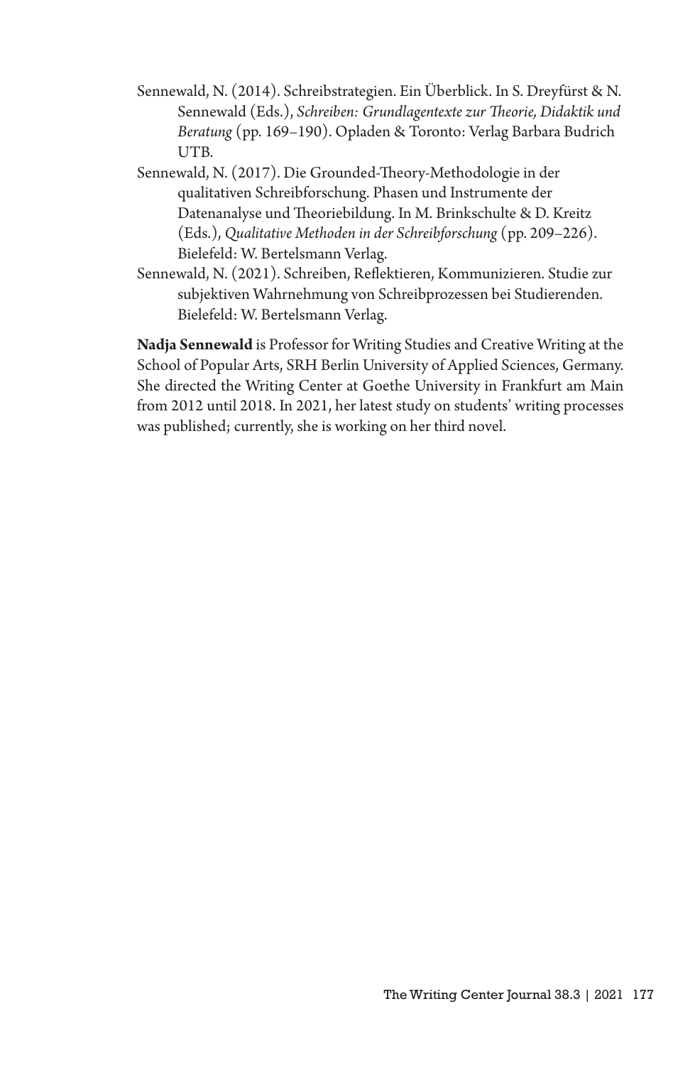Sennewald, N. (2014). Schreibstrategien. Ein Überblick. In S. Dreyfürst & N. Sennewald (Eds.), *Schreiben: Grundlagentexte zur Theorie, Didaktik und Beratung* (pp. 169–190). Opladen & Toronto: Verlag Barbara Budrich UTB.

Sennewald, N. (2017). Die Grounded-Theory-Methodologie in der qualitativen Schreibforschung. Phasen und Instrumente der Datenanalyse und Theoriebildung. In M. Brinkschulte & D. Kreitz (Eds.), *Qualitative Methoden in der Schreibforschung* (pp. 209–226). Bielefeld: W. Bertelsmann Verlag.

Sennewald, N. (2021). Schreiben, Reflektieren, Kommunizieren. Studie zur subjektiven Wahrnehmung von Schreibprozessen bei Studierenden. Bielefeld: W. Bertelsmann Verlag.

**Nadja Sennewald** is Professor for Writing Studies and Creative Writing at the School of Popular Arts, SRH Berlin University of Applied Sciences, Germany. She directed the Writing Center at Goethe University in Frankfurt am Main from 2012 until 2018. In 2021, her latest study on students' writing processes was published; currently, she is working on her third novel.